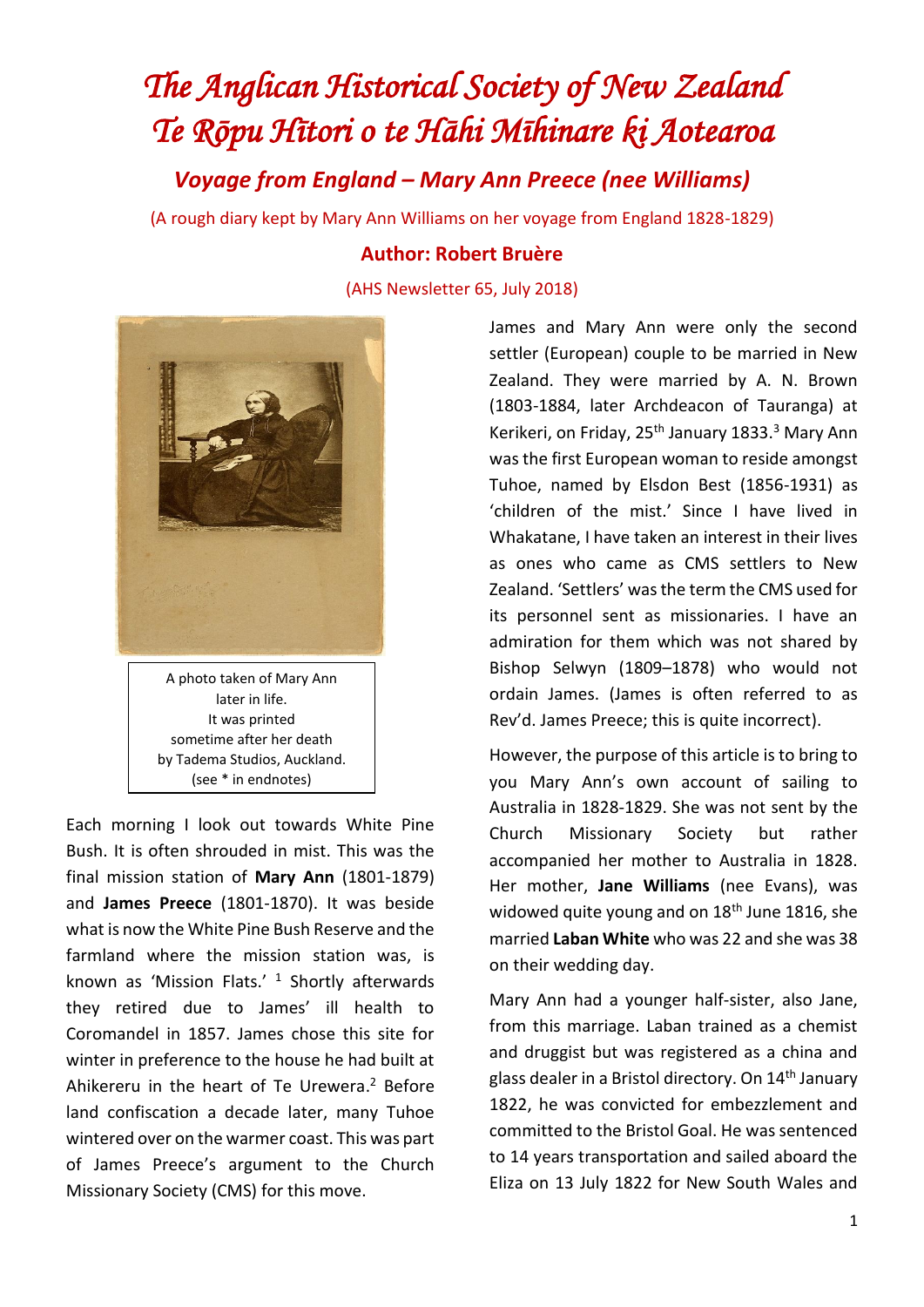# *The Anglican Historical Society of New Zealand*
# *Te Rōpu Hītori o te Hāhi Mīhinare ki Aotearoa*

## *Voyage from England – Mary Ann Preece (nee Williams)*

(A rough diary kept by Mary Ann Williams on her voyage from England 1828-1829)

### Author: Robert Bruère

(AHS Newsletter 65, July 2018)

A photo taken of Mary Ann later in life. It was printed sometime after her death by Tadema Studios, Auckland. (see * in endnotes)

Each morning I look out towards White Pine Bush. It is often shrouded in mist. This was the final mission station of **Mary Ann** (1801-1879) and **James Preece** (1801-1870). It was beside what is now the White Pine Bush Reserve and the farmland where the mission station was, is known as 'Mission Flats.' [1] Shortly afterwards they retired due to James' ill health to Coromandel in 1857. James chose this site for winter in preference to the house he had built at Ahikereru in the heart of Te Urewera.[2] Before land confiscation a decade later, many Tuhoe wintered over on the warmer coast. This was part of James Preece's argument to the Church Missionary Society (CMS) for this move.

James and Mary Ann were only the second settler (European) couple to be married in New Zealand. They were married by A. N. Brown (1803-1884, later Archdeacon of Tauranga) at Kerikeri, on Friday, 25th January 1833.[3] Mary Ann was the first European woman to reside amongst Tuhoe, named by Elsdon Best (1856-1931) as 'children of the mist.' Since I have lived in Whakatane, I have taken an interest in their lives as ones who came as CMS settlers to New Zealand. 'Settlers' was the term the CMS used for its personnel sent as missionaries. I have an admiration for them which was not shared by Bishop Selwyn (1809–1878) who would not ordain James. (James is often referred to as Rev'd. James Preece; this is quite incorrect).

However, the purpose of this article is to bring to you Mary Ann's own account of sailing to Australia in 1828-1829. She was not sent by the Church Missionary Society but rather accompanied her mother to Australia in 1828. Her mother, **Jane Williams** (nee Evans), was widowed quite young and on 18th June 1816, she married **Laban White** who was 22 and she was 38 on their wedding day.

Mary Ann had a younger half-sister, also Jane, from this marriage. Laban trained as a chemist and druggist but was registered as a china and glass dealer in a Bristol directory. On 14th January 1822, he was convicted for embezzlement and committed to the Bristol Goal. He was sentenced to 14 years transportation and sailed aboard the Eliza on 13 July 1822 for New South Wales and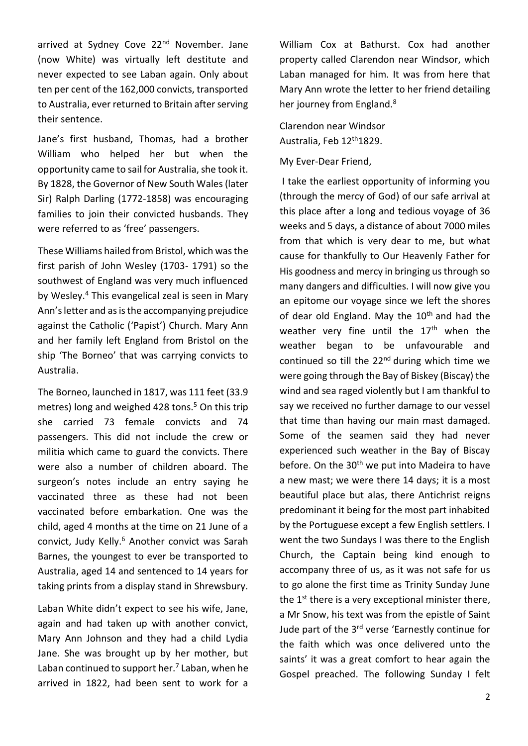arrived at Sydney Cove 22nd November. Jane (now White) was virtually left destitute and never expected to see Laban again. Only about ten per cent of the 162,000 convicts, transported to Australia, ever returned to Britain after serving their sentence.

Jane's first husband, Thomas, had a brother William who helped her but when the opportunity came to sail for Australia, she took it. By 1828, the Governor of New South Wales (later Sir) Ralph Darling (1772-1858) was encouraging families to join their convicted husbands. They were referred to as 'free' passengers.

These Williams hailed from Bristol, which was the first parish of John Wesley (1703- 1791) so the southwest of England was very much influenced by Wesley.[4] This evangelical zeal is seen in Mary Ann's letter and as is the accompanying prejudice against the Catholic ('Papist') Church. Mary Ann and her family left England from Bristol on the ship 'The Borneo' that was carrying convicts to Australia.

The Borneo, launched in 1817, was 111 feet (33.9 metres) long and weighed 428 tons.[5] On this trip she carried 73 female convicts and 74 passengers. This did not include the crew or militia which came to guard the convicts. There were also a number of children aboard. The surgeon's notes include an entry saying he vaccinated three as these had not been vaccinated before embarkation. One was the child, aged 4 months at the time on 21 June of a convict, Judy Kelly.[6] Another convict was Sarah Barnes, the youngest to ever be transported to Australia, aged 14 and sentenced to 14 years for taking prints from a display stand in Shrewsbury.

Laban White didn't expect to see his wife, Jane, again and had taken up with another convict, Mary Ann Johnson and they had a child Lydia Jane. She was brought up by her mother, but Laban continued to support her.[7] Laban, when he arrived in 1822, had been sent to work for a William Cox at Bathurst. Cox had another property called Clarendon near Windsor, which Laban managed for him. It was from here that Mary Ann wrote the letter to her friend detailing her journey from England.[8]

Clarendon near Windsor
Australia, Feb 12th 1829.

My Ever-Dear Friend,

I take the earliest opportunity of informing you (through the mercy of God) of our safe arrival at this place after a long and tedious voyage of 36 weeks and 5 days, a distance of about 7000 miles from that which is very dear to me, but what cause for thankfully to Our Heavenly Father for His goodness and mercy in bringing us through so many dangers and difficulties. I will now give you an epitome our voyage since we left the shores of dear old England. May the 10th and had the weather very fine until the 17th when the weather began to be unfavourable and continued so till the 22nd during which time we were going through the Bay of Biskey (Biscay) the wind and sea raged violently but I am thankful to say we received no further damage to our vessel that time than having our main mast damaged. Some of the seamen said they had never experienced such weather in the Bay of Biscay before. On the 30th we put into Madeira to have a new mast; we were there 14 days; it is a most beautiful place but alas, there Antichrist reigns predominant it being for the most part inhabited by the Portuguese except a few English settlers. I went the two Sundays I was there to the English Church, the Captain being kind enough to accompany three of us, as it was not safe for us to go alone the first time as Trinity Sunday June the 1st there is a very exceptional minister there, a Mr Snow, his text was from the epistle of Saint Jude part of the 3rd verse 'Earnestly continue for the faith which was once delivered unto the saints' it was a great comfort to hear again the Gospel preached. The following Sunday I felt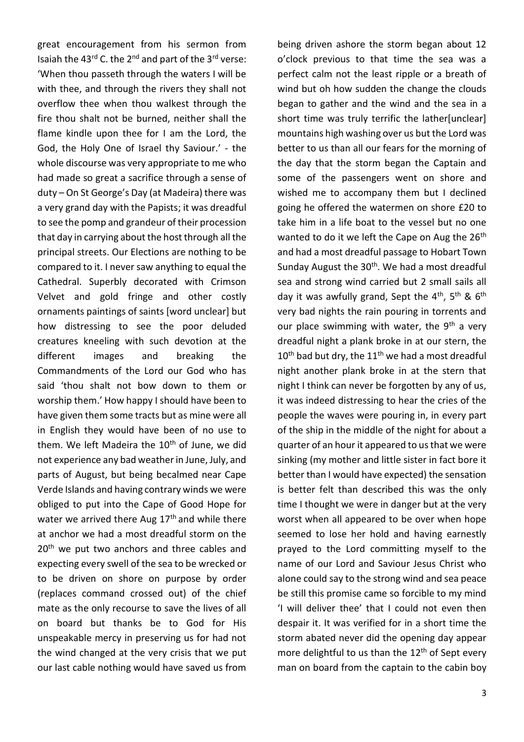great encouragement from his sermon from Isaiah the 43rd C. the 2nd and part of the 3rd verse: 'When thou passeth through the waters I will be with thee, and through the rivers they shall not overflow thee when thou walkest through the fire thou shalt not be burned, neither shall the flame kindle upon thee for I am the Lord, the God, the Holy One of Israel thy Saviour.' - the whole discourse was very appropriate to me who had made so great a sacrifice through a sense of duty – On St George's Day (at Madeira) there was a very grand day with the Papists; it was dreadful to see the pomp and grandeur of their procession that day in carrying about the host through all the principal streets. Our Elections are nothing to be compared to it. I never saw anything to equal the Cathedral. Superbly decorated with Crimson Velvet and gold fringe and other costly ornaments paintings of saints [word unclear] but how distressing to see the poor deluded creatures kneeling with such devotion at the different images and breaking the Commandments of the Lord our God who has said 'thou shalt not bow down to them or worship them.' How happy I should have been to have given them some tracts but as mine were all in English they would have been of no use to them. We left Madeira the 10th of June, we did not experience any bad weather in June, July, and parts of August, but being becalmed near Cape Verde Islands and having contrary winds we were obliged to put into the Cape of Good Hope for water we arrived there Aug 17th and while there at anchor we had a most dreadful storm on the 20th we put two anchors and three cables and expecting every swell of the sea to be wrecked or to be driven on shore on purpose by order (replaces command crossed out) of the chief mate as the only recourse to save the lives of all on board but thanks be to God for His unspeakable mercy in preserving us for had not the wind changed at the very crisis that we put our last cable nothing would have saved us from being driven ashore the storm began about 12 o'clock previous to that time the sea was a perfect calm not the least ripple or a breath of wind but oh how sudden the change the clouds began to gather and the wind and the sea in a short time was truly terrific the lather[unclear] mountains high washing over us but the Lord was better to us than all our fears for the morning of the day that the storm began the Captain and some of the passengers went on shore and wished me to accompany them but I declined going he offered the watermen on shore £20 to take him in a life boat to the vessel but no one wanted to do it we left the Cape on Aug the 26th and had a most dreadful passage to Hobart Town Sunday August the 30th. We had a most dreadful sea and strong wind carried but 2 small sails all day it was awfully grand, Sept the 4th, 5th & 6th very bad nights the rain pouring in torrents and our place swimming with water, the 9th a very dreadful night a plank broke in at our stern, the 10th bad but dry, the 11th we had a most dreadful night another plank broke in at the stern that night I think can never be forgotten by any of us, it was indeed distressing to hear the cries of the people the waves were pouring in, in every part of the ship in the middle of the night for about a quarter of an hour it appeared to us that we were sinking (my mother and little sister in fact bore it better than I would have expected) the sensation is better felt than described this was the only time I thought we were in danger but at the very worst when all appeared to be over when hope seemed to lose her hold and having earnestly prayed to the Lord committing myself to the name of our Lord and Saviour Jesus Christ who alone could say to the strong wind and sea peace be still this promise came so forcible to my mind 'I will deliver thee' that I could not even then despair it. It was verified for in a short time the storm abated never did the opening day appear more delightful to us than the 12th of Sept every man on board from the captain to the cabin boy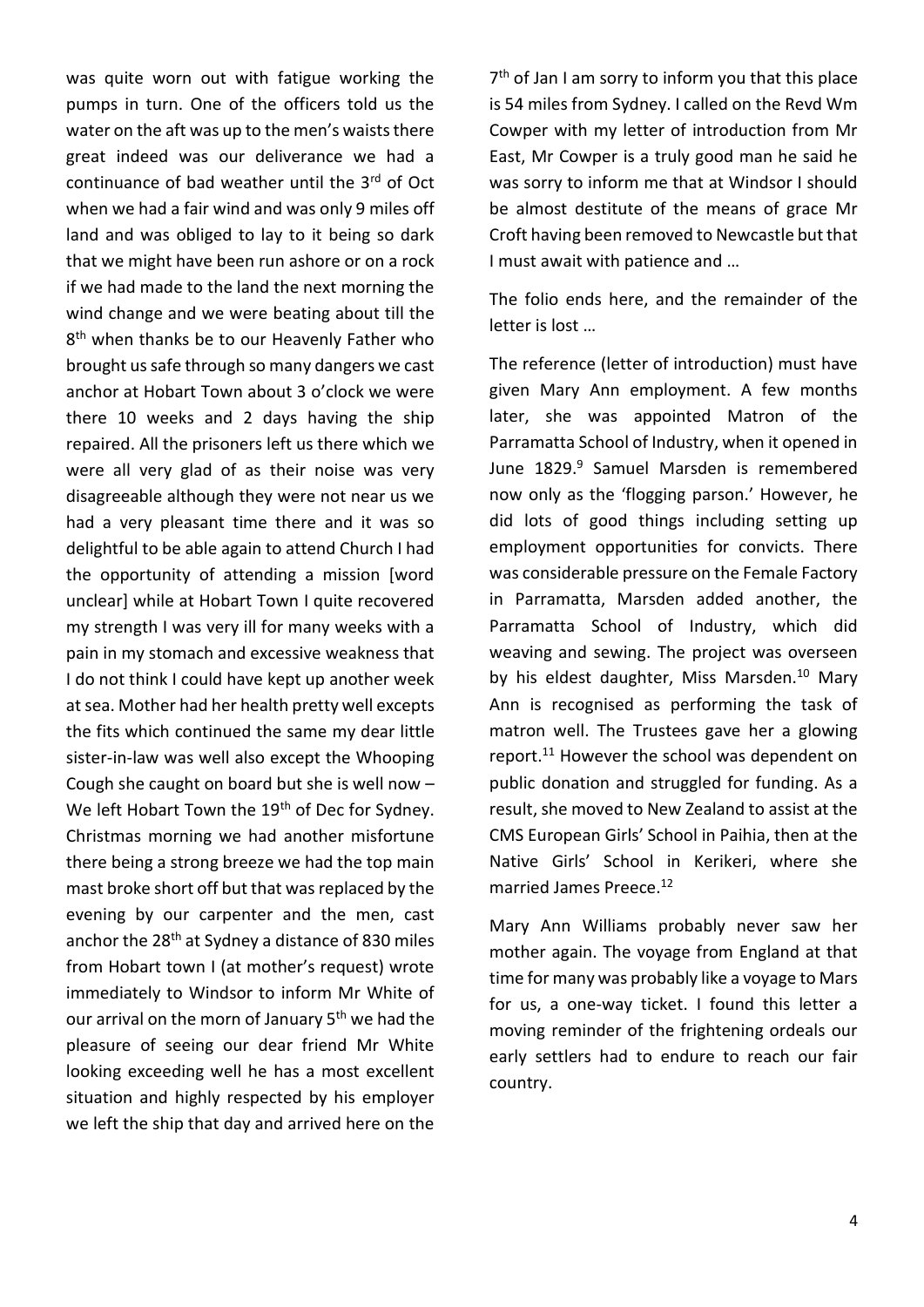was quite worn out with fatigue working the pumps in turn. One of the officers told us the water on the aft was up to the men's waists there great indeed was our deliverance we had a continuance of bad weather until the 3rd of Oct when we had a fair wind and was only 9 miles off land and was obliged to lay to it being so dark that we might have been run ashore or on a rock if we had made to the land the next morning the wind change and we were beating about till the 8th when thanks be to our Heavenly Father who brought us safe through so many dangers we cast anchor at Hobart Town about 3 o'clock we were there 10 weeks and 2 days having the ship repaired. All the prisoners left us there which we were all very glad of as their noise was very disagreeable although they were not near us we had a very pleasant time there and it was so delightful to be able again to attend Church I had the opportunity of attending a mission [word unclear] while at Hobart Town I quite recovered my strength I was very ill for many weeks with a pain in my stomach and excessive weakness that I do not think I could have kept up another week at sea. Mother had her health pretty well excepts the fits which continued the same my dear little sister-in-law was well also except the Whooping Cough she caught on board but she is well now – We left Hobart Town the 19th of Dec for Sydney. Christmas morning we had another misfortune there being a strong breeze we had the top main mast broke short off but that was replaced by the evening by our carpenter and the men, cast anchor the 28th at Sydney a distance of 830 miles from Hobart town I (at mother's request) wrote immediately to Windsor to inform Mr White of our arrival on the morn of January 5th we had the pleasure of seeing our dear friend Mr White looking exceeding well he has a most excellent situation and highly respected by his employer we left the ship that day and arrived here on the 7th of Jan I am sorry to inform you that this place is 54 miles from Sydney. I called on the Revd Wm Cowper with my letter of introduction from Mr East, Mr Cowper is a truly good man he said he was sorry to inform me that at Windsor I should be almost destitute of the means of grace Mr Croft having been removed to Newcastle but that I must await with patience and …

The folio ends here, and the remainder of the letter is lost …

The reference (letter of introduction) must have given Mary Ann employment. A few months later, she was appointed Matron of the Parramatta School of Industry, when it opened in June 1829.[9] Samuel Marsden is remembered now only as the 'flogging parson.' However, he did lots of good things including setting up employment opportunities for convicts. There was considerable pressure on the Female Factory in Parramatta, Marsden added another, the Parramatta School of Industry, which did weaving and sewing. The project was overseen by his eldest daughter, Miss Marsden.[10] Mary Ann is recognised as performing the task of matron well. The Trustees gave her a glowing report.[11] However the school was dependent on public donation and struggled for funding. As a result, she moved to New Zealand to assist at the CMS European Girls' School in Paihia, then at the Native Girls' School in Kerikeri, where she married James Preece.[12]

Mary Ann Williams probably never saw her mother again. The voyage from England at that time for many was probably like a voyage to Mars for us, a one-way ticket. I found this letter a moving reminder of the frightening ordeals our early settlers had to endure to reach our fair country.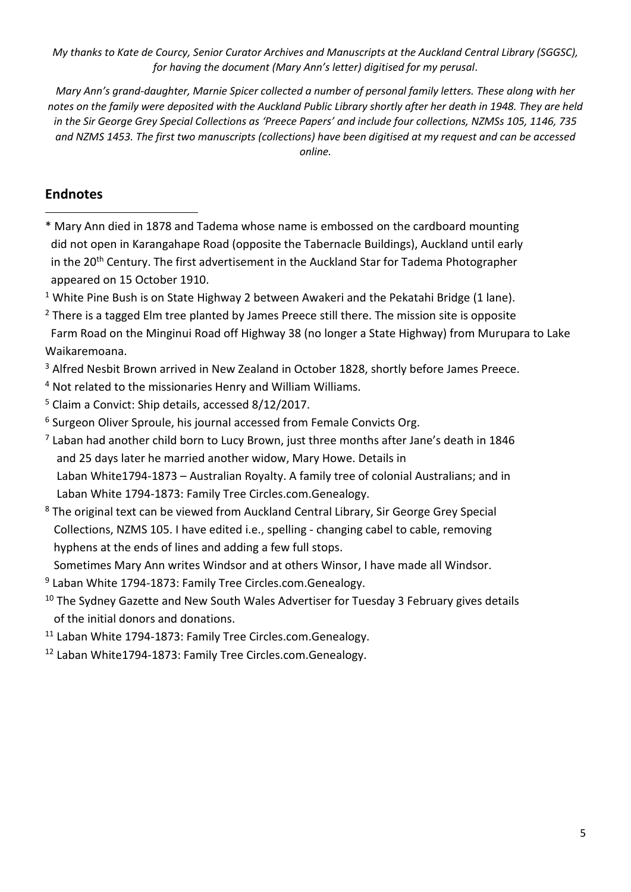*My thanks to Kate de Courcy, Senior Curator Archives and Manuscripts at the Auckland Central Library (SGGSC), for having the document (Mary Ann's letter) digitised for my perusal*.

*Mary Ann's grand-daughter, Marnie Spicer collected a number of personal family letters. These along with her notes on the family were deposited with the Auckland Public Library shortly after her death in 1948. They are held in the Sir George Grey Special Collections as 'Preece Papers' and include four collections, NZMSs 105, 1146, 735 and NZMS 1453. The first two manuscripts (collections) have been digitised at my request and can be accessed online.*

## Endnotes

* Mary Ann died in 1878 and Tadema whose name is embossed on the cardboard mounting did not open in Karangahape Road (opposite the Tabernacle Buildings), Auckland until early in the 20th Century. The first advertisement in the Auckland Star for Tadema Photographer appeared on 15 October 1910.

[1] White Pine Bush is on State Highway 2 between Awakeri and the Pekatahi Bridge (1 lane).

[2] There is a tagged Elm tree planted by James Preece still there. The mission site is opposite Farm Road on the Minginui Road off Highway 38 (no longer a State Highway) from Murupara to Lake Waikaremoana.

[3] Alfred Nesbit Brown arrived in New Zealand in October 1828, shortly before James Preece.

[4] Not related to the missionaries Henry and William Williams.

[5] Claim a Convict: Ship details, accessed 8/12/2017.

[6] Surgeon Oliver Sproule, his journal accessed from Female Convicts Org.

[7] Laban had another child born to Lucy Brown, just three months after Jane's death in 1846 and 25 days later he married another widow, Mary Howe. Details in Laban White1794-1873 – Australian Royalty. A family tree of colonial Australians; and in Laban White 1794-1873: Family Tree Circles.com.Genealogy.

[8] The original text can be viewed from Auckland Central Library, Sir George Grey Special Collections, NZMS 105. I have edited i.e., spelling - changing cabel to cable, removing hyphens at the ends of lines and adding a few full stops.
Sometimes Mary Ann writes Windsor and at others Winsor, I have made all Windsor.

[9] Laban White 1794-1873: Family Tree Circles.com.Genealogy.

[10] The Sydney Gazette and New South Wales Advertiser for Tuesday 3 February gives details of the initial donors and donations.

[11] Laban White 1794-1873: Family Tree Circles.com.Genealogy.

[12] Laban White1794-1873: Family Tree Circles.com.Genealogy.